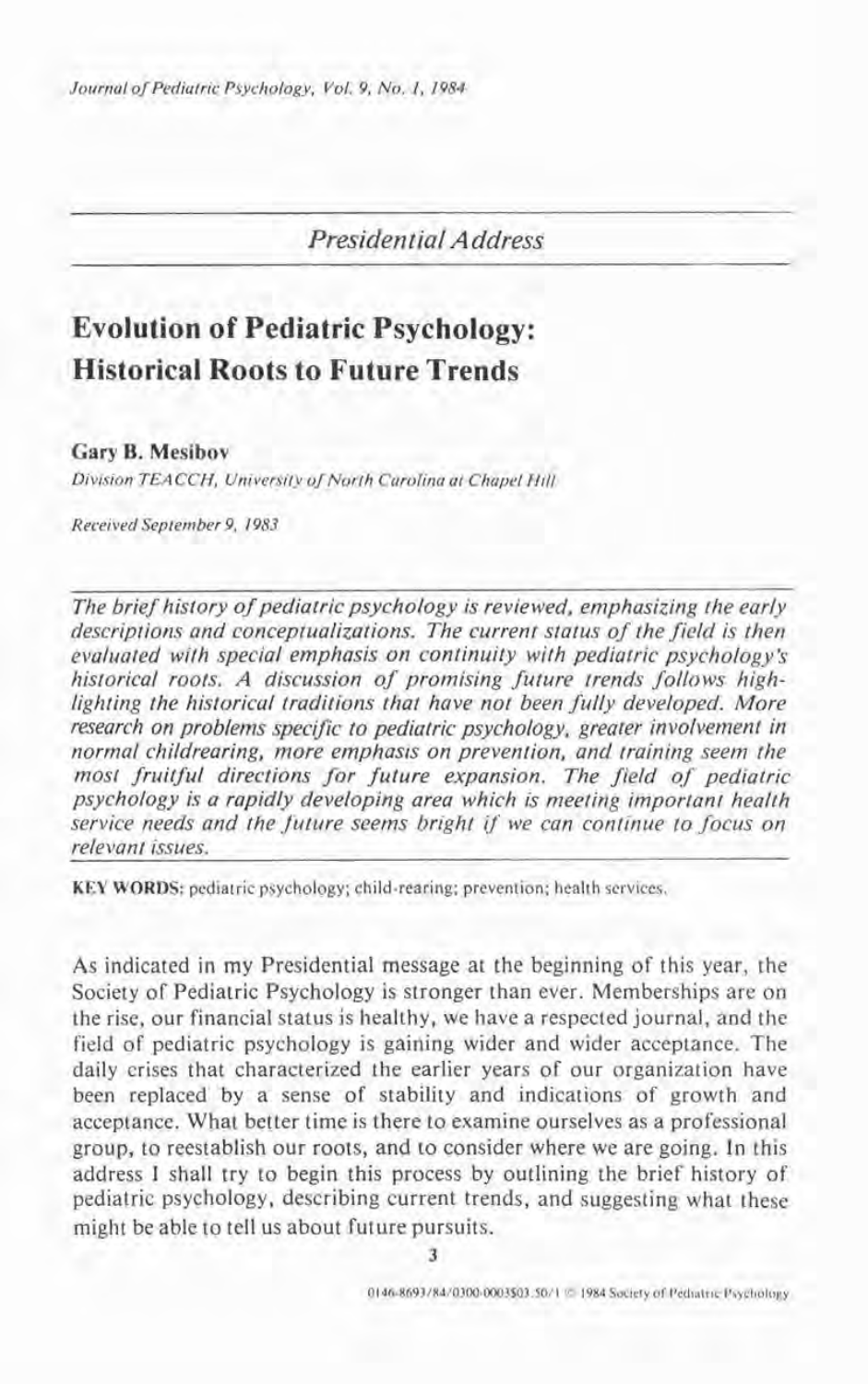*Presidential Address*

# Evolution of Pediatric Psychology: Historical Roots to Future Trends

**Gary B. Mesibov**

*Division TEACCH, University of North Carolina at Chapel Hill*

*Received September 9, 1983*

*The brief history of pediatric psychology is reviewed, emphasizing the early descriptions and conceptualizations. The current status of the field is then evaluated with special emphasis on continuity with pediatric psychology's historical roots. A discussion of promising future trends follows highlighting the historical traditions that have not been fully developed. More research on problems specific to pediatric psychology, greater involvement in normal childrearing, more emphasis on prevention, and training seem the most fruitful directions for future expansion. The field of pediatric psychology is a rapidly developing area which is meeting important health service needs and the future seems bright if we can continue to focus on relevant issues.*

**KEY WORDS:** pediatric psychology; child-rearing; prevention; health services.

As indicated in my Presidential message at the beginning of this year, the Society of Pediatric Psychology is stronger than ever. Memberships are on the rise, our financial status is healthy, we have a respected journal, and the field of pediatric psychology is gaining wider and wider acceptance. The daily crises that characterized the earlier years of our organization have been replaced by a sense of stability and indications of growth and acceptance. What better time is there to examine ourselves as a professional group, to reestablish our roots, and to consider where we are going. In this address I shall try to begin this process by outlining the brief history of pediatric psychology, describing current trends, and suggesting what these might be able to tell us about future pursuits.

0146-8693/84/0300-0003$03.50/1 © 1984 Society of Pediatric Psychology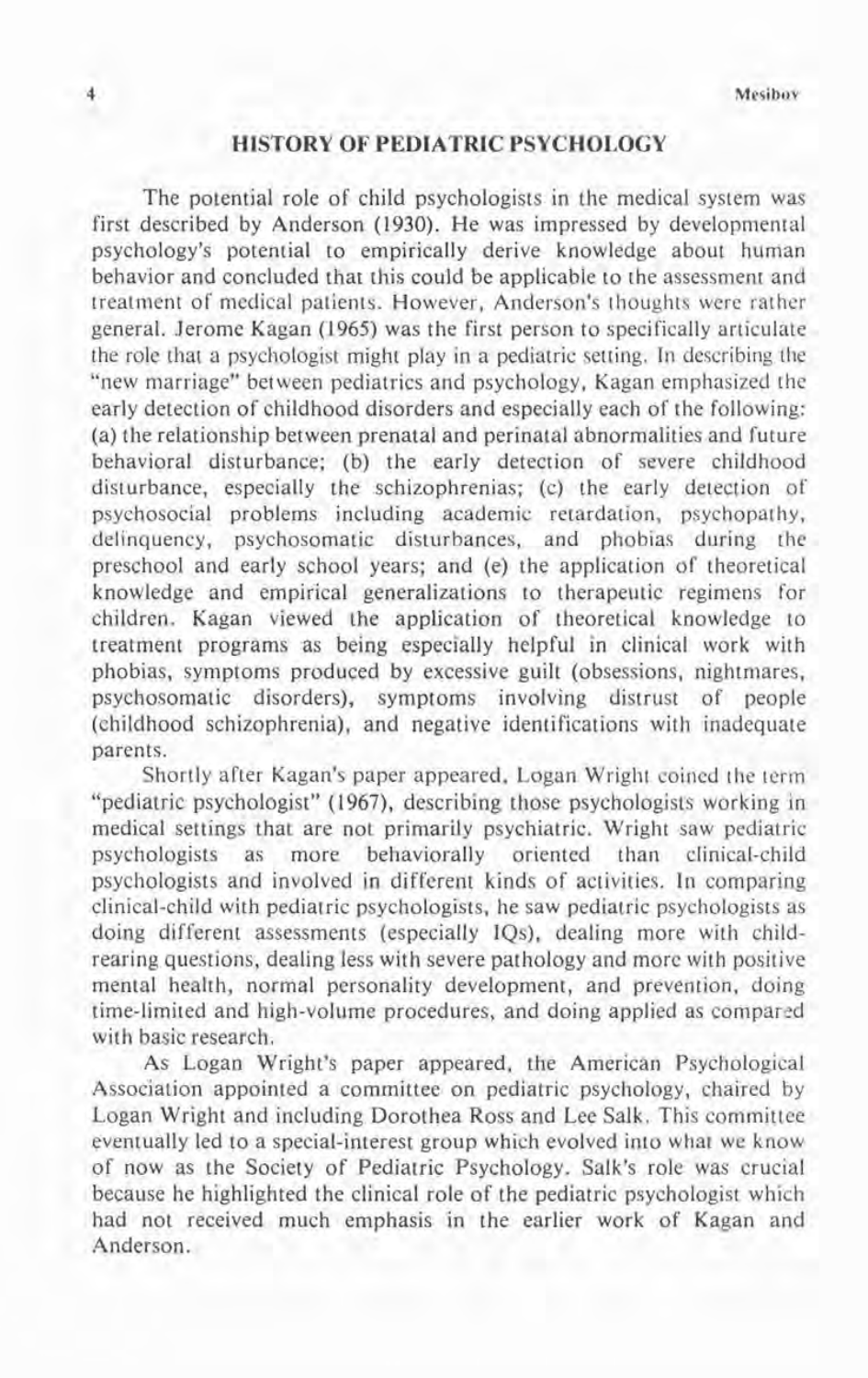## HISTORY OF PEDIATRIC PSYCHOLOGY

The potential role of child psychologists in the medical system was first described by Anderson (1930). He was impressed by developmental psychology's potential to empirically derive knowledge about human behavior and concluded that this could be applicable to the assessment and treatment of medical patients. However, Anderson's thoughts were rather general. Jerome Kagan (1965) was the first person to specifically articulate the role that a psychologist might play in a pediatric setting. In describing the "new marriage" between pediatrics and psychology, Kagan emphasized the early detection of childhood disorders and especially each of the following: (a) the relationship between prenatal and perinatal abnormalities and future behavioral disturbance; (b) the early detection of severe childhood disturbance, especially the schizophrenias; (c) the early detection of psychosocial problems including academic retardation, psychopathy, delinquency, psychosomatic disturbances, and phobias during the preschool and early school years; and (e) the application of theoretical knowledge and empirical generalizations to therapeutic regimens for children. Kagan viewed the application of theoretical knowledge to treatment programs as being especially helpful in clinical work with phobias, symptoms produced by excessive guilt (obsessions, nightmares, psychosomatic disorders), symptoms involving distrust of people (childhood schizophrenia), and negative identifications with inadequate parents.

Shortly after Kagan's paper appeared, Logan Wright coined the term "pediatric psychologist" (1967), describing those psychologists working in medical settings that are not primarily psychiatric. Wright saw pediatric psychologists as more behaviorally oriented than clinical-child psychologists and involved in different kinds of activities. In comparing clinical-child with pediatric psychologists, he saw pediatric psychologists as doing different assessments (especially IQs), dealing more with child-rearing questions, dealing less with severe pathology and more with positive mental health, normal personality development, and prevention, doing time-limited and high-volume procedures, and doing applied as compared with basic research.

As Logan Wright's paper appeared, the American Psychological Association appointed a committee on pediatric psychology, chaired by Logan Wright and including Dorothea Ross and Lee Salk. This committee eventually led to a special-interest group which evolved into what we know of now as the Society of Pediatric Psychology. Salk's role was crucial because he highlighted the clinical role of the pediatric psychologist which had not received much emphasis in the earlier work of Kagan and Anderson.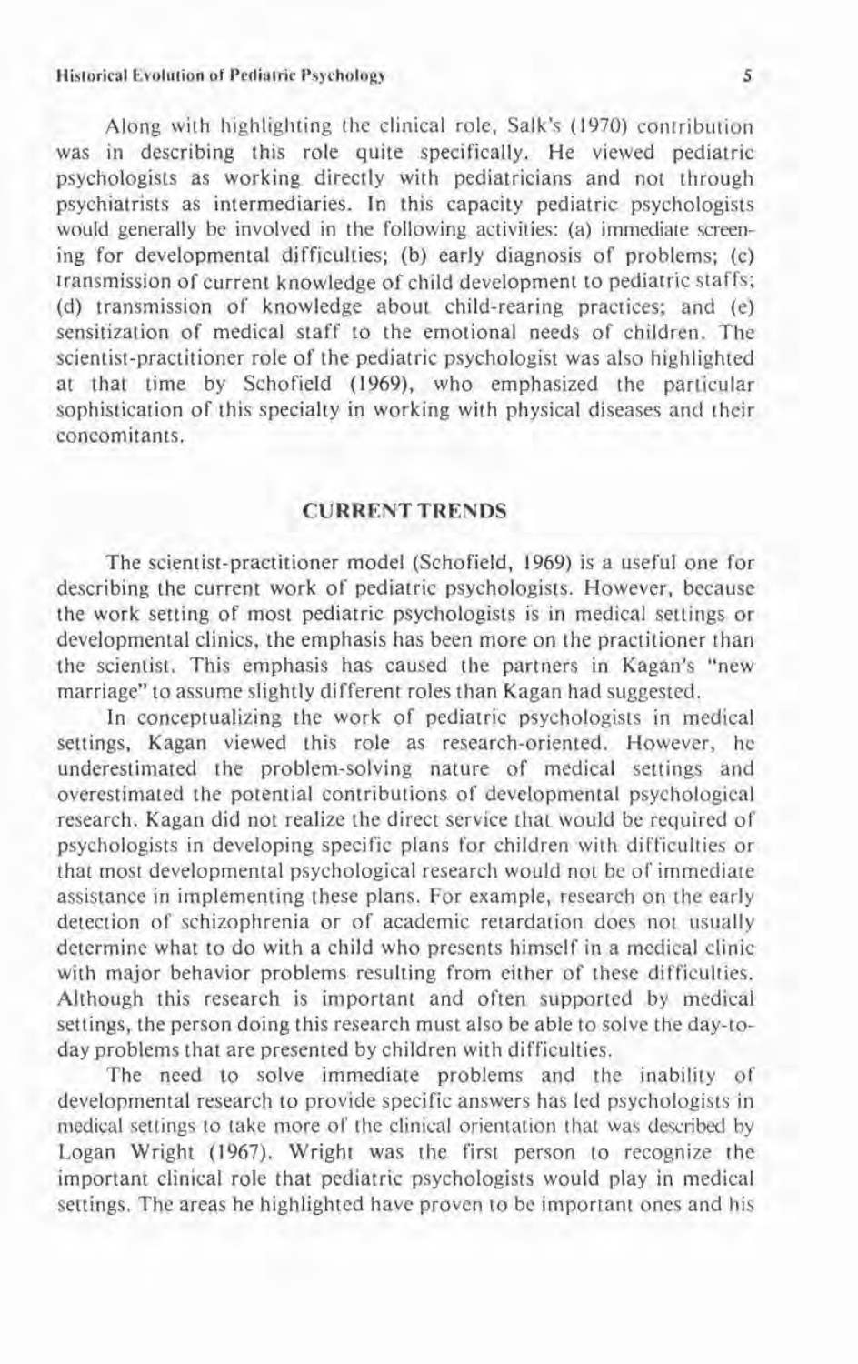Along with highlighting the clinical role, Salk's (1970) contribution was in describing this role quite specifically. He viewed pediatric psychologists as working directly with pediatricians and not through psychiatrists as intermediaries. In this capacity pediatric psychologists would generally be involved in the following activities: (a) immediate screening for developmental difficulties; (b) early diagnosis of problems; (c) transmission of current knowledge of child development to pediatric staffs; (d) transmission of knowledge about child-rearing practices; and (e) sensitization of medical staff to the emotional needs of children. The scientist-practitioner role of the pediatric psychologist was also highlighted at that time by Schofield (1969), who emphasized the particular sophistication of this specialty in working with physical diseases and their concomitants.

## CURRENT TRENDS

The scientist-practitioner model (Schofield, 1969) is a useful one for describing the current work of pediatric psychologists. However, because the work setting of most pediatric psychologists is in medical settings or developmental clinics, the emphasis has been more on the practitioner than the scientist. This emphasis has caused the partners in Kagan's "new marriage" to assume slightly different roles than Kagan had suggested.

In conceptualizing the work of pediatric psychologists in medical settings, Kagan viewed this role as research-oriented. However, he underestimated the problem-solving nature of medical settings and overestimated the potential contributions of developmental psychological research. Kagan did not realize the direct service that would be required of psychologists in developing specific plans for children with difficulties or that most developmental psychological research would not be of immediate assistance in implementing these plans. For example, research on the early detection of schizophrenia or of academic retardation does not usually determine what to do with a child who presents himself in a medical clinic with major behavior problems resulting from either of these difficulties. Although this research is important and often supported by medical settings, the person doing this research must also be able to solve the day-to-day problems that are presented by children with difficulties.

The need to solve immediate problems and the inability of developmental research to provide specific answers has led psychologists in medical settings to take more of the clinical orientation that was described by Logan Wright (1967). Wright was the first person to recognize the important clinical role that pediatric psychologists would play in medical settings. The areas he highlighted have proven to be important ones and his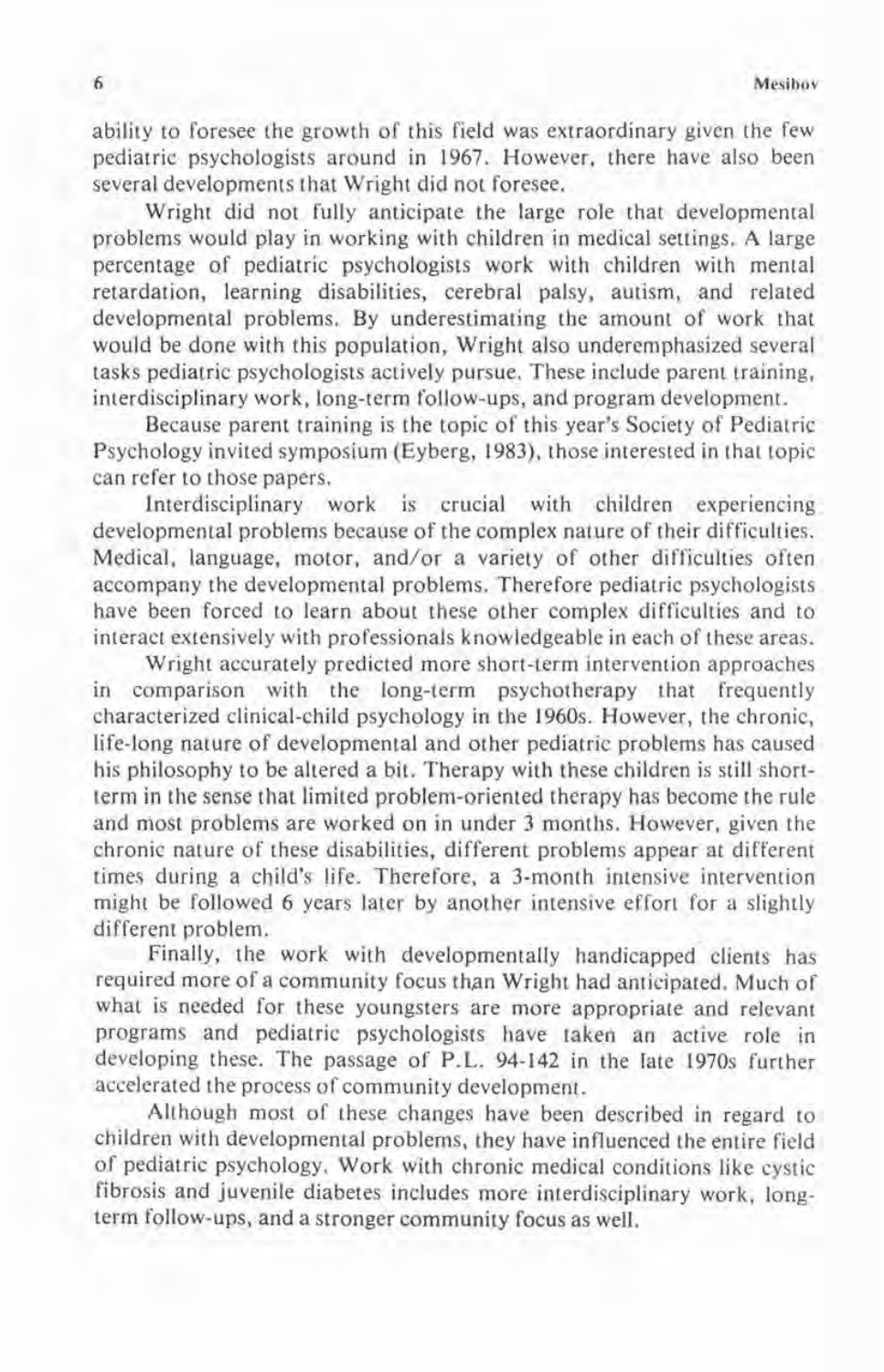ability to foresee the growth of this field was extraordinary given the few pediatric psychologists around in 1967. However, there have also been several developments that Wright did not foresee.

Wright did not fully anticipate the large role that developmental problems would play in working with children in medical settings. A large percentage of pediatric psychologists work with children with mental retardation, learning disabilities, cerebral palsy, autism, and related developmental problems. By underestimating the amount of work that would be done with this population, Wright also underemphasized several tasks pediatric psychologists actively pursue. These include parent training, interdisciplinary work, long-term follow-ups, and program development.

Because parent training is the topic of this year's Society of Pediatric Psychology invited symposium (Eyberg, 1983), those interested in that topic can refer to those papers.

Interdisciplinary work is crucial with children experiencing developmental problems because of the complex nature of their difficulties. Medical, language, motor, and/or a variety of other difficulties often accompany the developmental problems. Therefore pediatric psychologists have been forced to learn about these other complex difficulties and to interact extensively with professionals knowledgeable in each of these areas.

Wright accurately predicted more short-term intervention approaches in comparison with the long-term psychotherapy that frequently characterized clinical-child psychology in the 1960s. However, the chronic, life-long nature of developmental and other pediatric problems has caused his philosophy to be altered a bit. Therapy with these children is still short-term in the sense that limited problem-oriented therapy has become the rule and most problems are worked on in under 3 months. However, given the chronic nature of these disabilities, different problems appear at different times during a child's life. Therefore, a 3-month intensive intervention might be followed 6 years later by another intensive effort for a slightly different problem.

Finally, the work with developmentally handicapped clients has required more of a community focus than Wright had anticipated. Much of what is needed for these youngsters are more appropriate and relevant programs and pediatric psychologists have taken an active role in developing these. The passage of P.L. 94-142 in the late 1970s further accelerated the process of community development.

Although most of these changes have been described in regard to children with developmental problems, they have influenced the entire field of pediatric psychology. Work with chronic medical conditions like cystic fibrosis and juvenile diabetes includes more interdisciplinary work, long-term follow-ups, and a stronger community focus as well.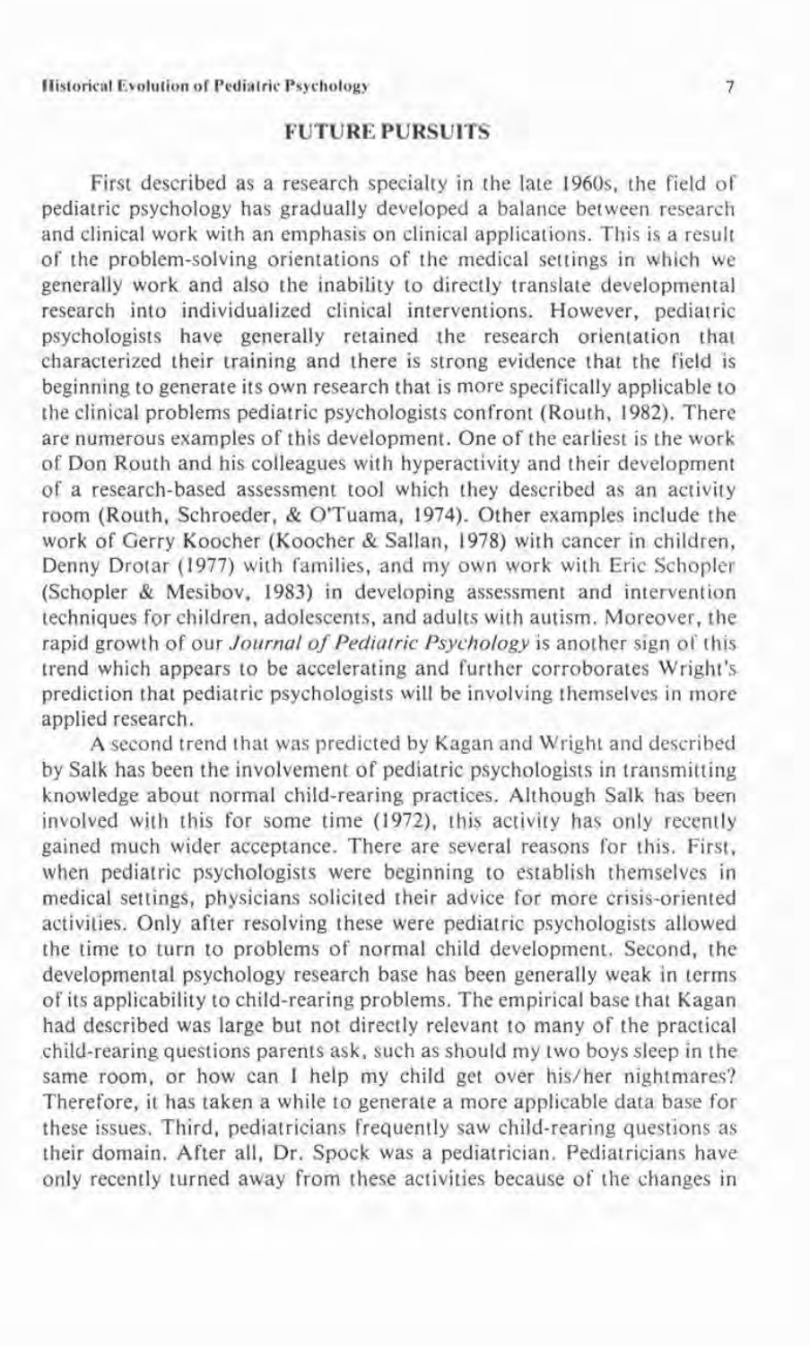## FUTURE PURSUITS

First described as a research specialty in the late 1960s, the field of pediatric psychology has gradually developed a balance between research and clinical work with an emphasis on clinical applications. This is a result of the problem-solving orientations of the medical settings in which we generally work and also the inability to directly translate developmental research into individualized clinical interventions. However, pediatric psychologists have generally retained the research orientation that characterized their training and there is strong evidence that the field is beginning to generate its own research that is more specifically applicable to the clinical problems pediatric psychologists confront (Routh, 1982). There are numerous examples of this development. One of the earliest is the work of Don Routh and his colleagues with hyperactivity and their development of a research-based assessment tool which they described as an activity room (Routh, Schroeder, & O'Tuama, 1974). Other examples include the work of Gerry Koocher (Koocher & Sallan, 1978) with cancer in children, Denny Drotar (1977) with families, and my own work with Eric Schopler (Schopler & Mesibov, 1983) in developing assessment and intervention techniques for children, adolescents, and adults with autism. Moreover, the rapid growth of our *Journal of Pediatric Psychology* is another sign of this trend which appears to be accelerating and further corroborates Wright's prediction that pediatric psychologists will be involving themselves in more applied research.

A second trend that was predicted by Kagan and Wright and described by Salk has been the involvement of pediatric psychologists in transmitting knowledge about normal child-rearing practices. Although Salk has been involved with this for some time (1972), this activity has only recently gained much wider acceptance. There are several reasons for this. First, when pediatric psychologists were beginning to establish themselves in medical settings, physicians solicited their advice for more crisis-oriented activities. Only after resolving these were pediatric psychologists allowed the time to turn to problems of normal child development. Second, the developmental psychology research base has been generally weak in terms of its applicability to child-rearing problems. The empirical base that Kagan had described was large but not directly relevant to many of the practical child-rearing questions parents ask, such as should my two boys sleep in the same room, or how can I help my child get over his/her nightmares? Therefore, it has taken a while to generate a more applicable data base for these issues. Third, pediatricians frequently saw child-rearing questions as their domain. After all, Dr. Spock was a pediatrician. Pediatricians have only recently turned away from these activities because of the changes in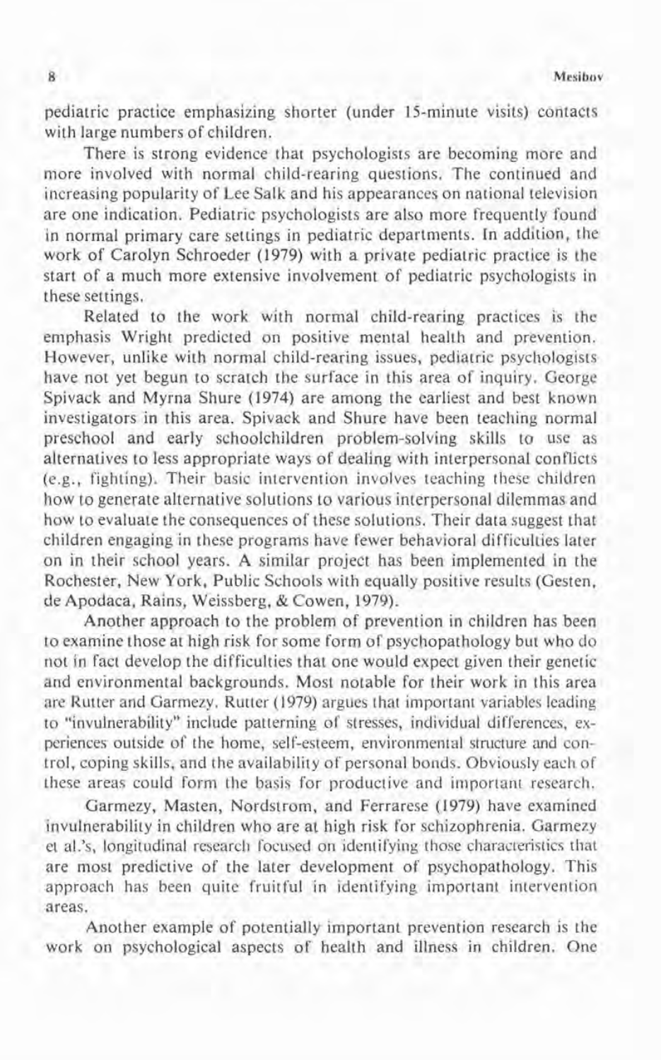pediatric practice emphasizing shorter (under 15-minute visits) contacts with large numbers of children.

There is strong evidence that psychologists are becoming more and more involved with normal child-rearing questions. The continued and increasing popularity of Lee Salk and his appearances on national television are one indication. Pediatric psychologists are also more frequently found in normal primary care settings in pediatric departments. In addition, the work of Carolyn Schroeder (1979) with a private pediatric practice is the start of a much more extensive involvement of pediatric psychologists in these settings.

Related to the work with normal child-rearing practices is the emphasis Wright predicted on positive mental health and prevention. However, unlike with normal child-rearing issues, pediatric psychologists have not yet begun to scratch the surface in this area of inquiry. George Spivack and Myrna Shure (1974) are among the earliest and best known investigators in this area. Spivack and Shure have been teaching normal preschool and early schoolchildren problem-solving skills to use as alternatives to less appropriate ways of dealing with interpersonal conflicts (e.g., fighting). Their basic intervention involves teaching these children how to generate alternative solutions to various interpersonal dilemmas and how to evaluate the consequences of these solutions. Their data suggest that children engaging in these programs have fewer behavioral difficulties later on in their school years. A similar project has been implemented in the Rochester, New York, Public Schools with equally positive results (Gesten, de Apodaca, Rains, Weissberg, & Cowen, 1979).

Another approach to the problem of prevention in children has been to examine those at high risk for some form of psychopathology but who do not in fact develop the difficulties that one would expect given their genetic and environmental backgrounds. Most notable for their work in this area are Rutter and Garmezy. Rutter (1979) argues that important variables leading to "invulnerability" include patterning of stresses, individual differences, experiences outside of the home, self-esteem, environmental structure and control, coping skills, and the availability of personal bonds. Obviously each of these areas could form the basis for productive and important research.

Garmezy, Masten, Nordstrom, and Ferrarese (1979) have examined invulnerability in children who are at high risk for schizophrenia. Garmezy et al.'s, longitudinal research focused on identifying those characteristics that are most predictive of the later development of psychopathology. This approach has been quite fruitful in identifying important intervention areas.

Another example of potentially important prevention research is the work on psychological aspects of health and illness in children. One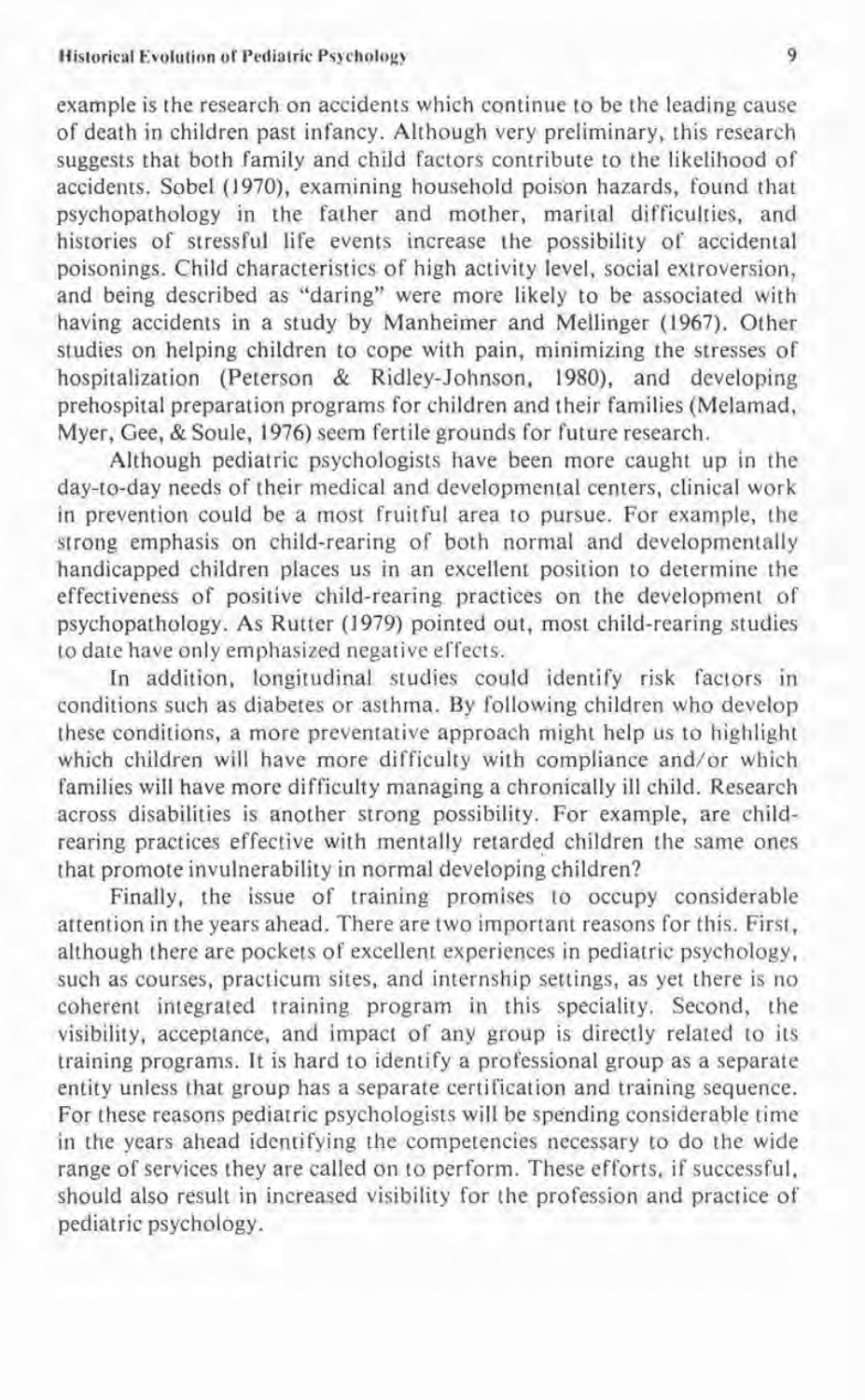example is the research on accidents which continue to be the leading cause of death in children past infancy. Although very preliminary, this research suggests that both family and child factors contribute to the likelihood of accidents. Sobel (1970), examining household poison hazards, found that psychopathology in the father and mother, marital difficulties, and histories of stressful life events increase the possibility of accidental poisonings. Child characteristics of high activity level, social extroversion, and being described as "daring" were more likely to be associated with having accidents in a study by Manheimer and Mellinger (1967). Other studies on helping children to cope with pain, minimizing the stresses of hospitalization (Peterson & Ridley-Johnson, 1980), and developing prehospital preparation programs for children and their families (Melamad, Myer, Gee, & Soule, 1976) seem fertile grounds for future research.

Although pediatric psychologists have been more caught up in the day-to-day needs of their medical and developmental centers, clinical work in prevention could be a most fruitful area to pursue. For example, the strong emphasis on child-rearing of both normal and developmentally handicapped children places us in an excellent position to determine the effectiveness of positive child-rearing practices on the development of psychopathology. As Rutter (1979) pointed out, most child-rearing studies to date have only emphasized negative effects.

In addition, longitudinal studies could identify risk factors in conditions such as diabetes or asthma. By following children who develop these conditions, a more preventative approach might help us to highlight which children will have more difficulty with compliance and/or which families will have more difficulty managing a chronically ill child. Research across disabilities is another strong possibility. For example, are child-rearing practices effective with mentally retarded children the same ones that promote invulnerability in normal developing children?

Finally, the issue of training promises to occupy considerable attention in the years ahead. There are two important reasons for this. First, although there are pockets of excellent experiences in pediatric psychology, such as courses, practicum sites, and internship settings, as yet there is no coherent integrated training program in this speciality. Second, the visibility, acceptance, and impact of any group is directly related to its training programs. It is hard to identify a professional group as a separate entity unless that group has a separate certification and training sequence. For these reasons pediatric psychologists will be spending considerable time in the years ahead identifying the competencies necessary to do the wide range of services they are called on to perform. These efforts, if successful, should also result in increased visibility for the profession and practice of pediatric psychology.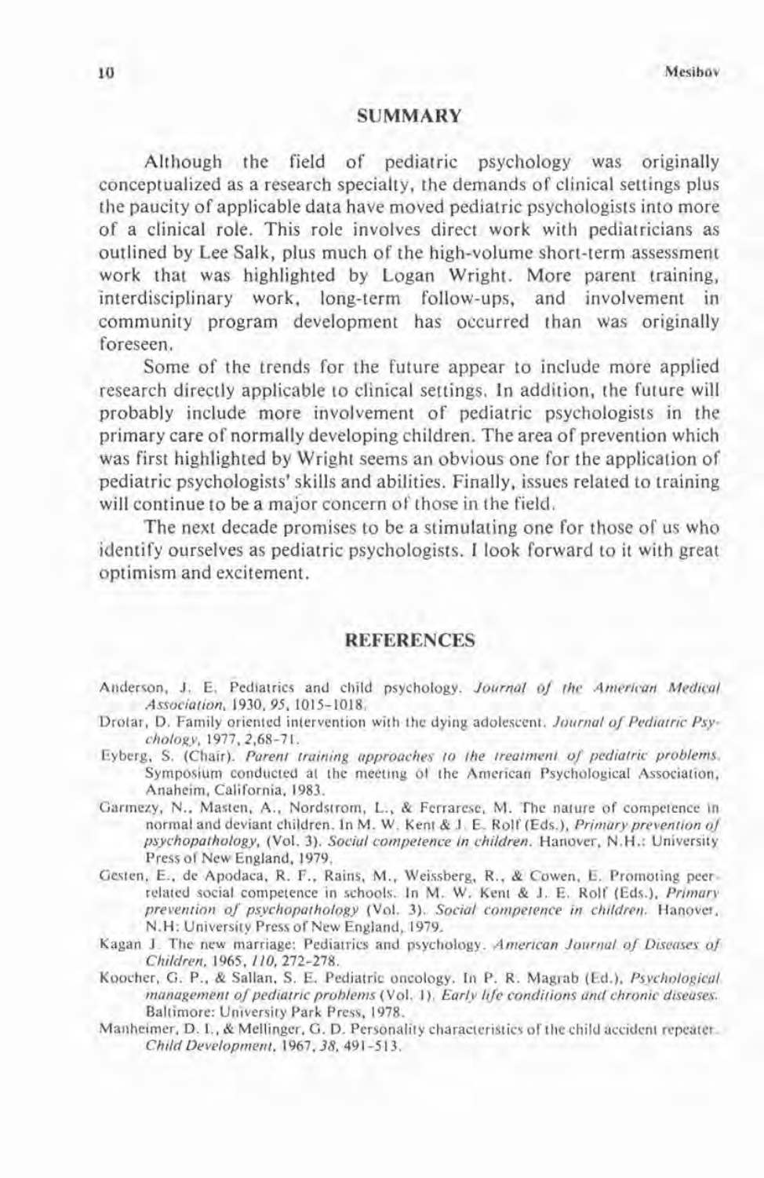## SUMMARY

Although the field of pediatric psychology was originally conceptualized as a research specialty, the demands of clinical settings plus the paucity of applicable data have moved pediatric psychologists into more of a clinical role. This role involves direct work with pediatricians as outlined by Lee Salk, plus much of the high-volume short-term assessment work that was highlighted by Logan Wright. More parent training, interdisciplinary work, long-term follow-ups, and involvement in community program development has occurred than was originally foreseen.

Some of the trends for the future appear to include more applied research directly applicable to clinical settings. In addition, the future will probably include more involvement of pediatric psychologists in the primary care of normally developing children. The area of prevention which was first highlighted by Wright seems an obvious one for the application of pediatric psychologists' skills and abilities. Finally, issues related to training will continue to be a major concern of those in the field.

The next decade promises to be a stimulating one for those of us who identify ourselves as pediatric psychologists. I look forward to it with great optimism and excitement.

## REFERENCES

Anderson, J. E. Pediatrics and child psychology. *Journal of the American Medical Association*, 1930, *95*, 1015–1018.

Drotar, D. Family oriented intervention with the dying adolescent. *Journal of Pediatric Psychology*, 1977, *2*, 68–71.

Eyberg, S. (Chair). *Parent training approaches to the treatment of pediatric problems*. Symposium conducted at the meeting of the American Psychological Association, Anaheim, California, 1983.

Garmezy, N., Masten, A., Nordstrom, L., & Ferrarese, M. The nature of competence in normal and deviant children. In M. W. Kent & J. E. Rolf (Eds.), *Primary prevention of psychopathology*, (Vol. 3). *Social competence in children*. Hanover, N.H.: University Press of New England, 1979.

Gesten, E., de Apodaca, R. F., Rains, M., Weissberg, R., & Cowen, E. Promoting peer-related social competence in schools. In M. W. Kent & J. E. Rolf (Eds.), *Primary prevention of psychopathology* (Vol. 3). *Social competence in children*. Hanover, N.H: University Press of New England, 1979.

Kagan J. The new marriage: Pediatrics and psychology. *American Journal of Diseases of Children*, 1965, *110*, 272–278.

Koocher, G. P., & Sallan, S. E. Pediatric oncology. In P. R. Magrab (Ed.), *Psychological management of pediatric problems* (Vol. 1). *Early life conditions and chronic diseases*. Baltimore: University Park Press, 1978.

Manheimer, D. I., & Mellinger, G. D. Personality characteristics of the child accident repeater. *Child Development*, 1967, *38*, 491–513.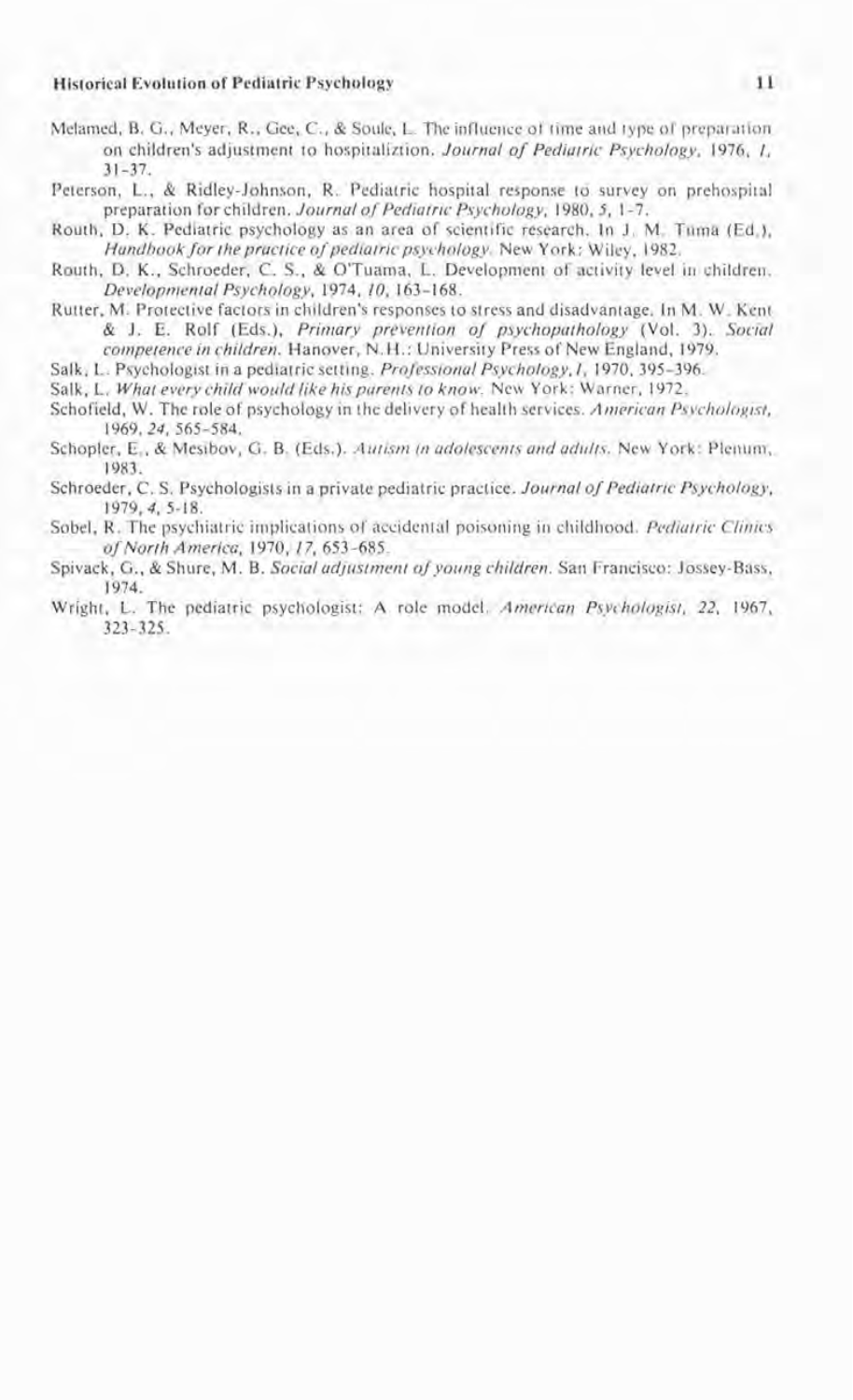Melamed, B. G., Meyer, R., Gee, C., & Soule, L. The influence of time and type of preparation on children's adjustment to hospitaliztion. *Journal of Pediatric Psychology*, 1976, *1*, 31-37.

Peterson, L., & Ridley-Johnson, R. Pediatric hospital response to survey on prehospital preparation for children. *Journal of Pediatric Psychology*, 1980, *5*, 1-7.

Routh, D. K. Pediatric psychology as an area of scientific research. In J. M. Tuma (Ed.), *Handbook for the practice of pediatric psychology*. New York: Wiley, 1982.

Routh, D. K., Schroeder, C. S., & O'Tuama, L. Development of activity level in children. *Developmental Psychology*, 1974, *10*, 163-168.

Rutter, M. Protective factors in children's responses to stress and disadvantage. In M. W. Kent & J. E. Rolf (Eds.), *Primary prevention of psychopathology* (Vol. 3). *Social competence in children*. Hanover, N.H.: University Press of New England, 1979.

Salk, L. Psychologist in a pediatric setting. *Professional Psychology*, *1*, 1970, 395-396.

Salk, L. *What every child would like his parents to know*. New York: Warner, 1972.

Schofield, W. The role of psychology in the delivery of health services. *American Psychologist*, 1969, *24*, 565-584.

Schopler, E., & Mesibov, G. B. (Eds.). *Autism in adolescents and adults*. New York: Plenum, 1983.

Schroeder, C. S. Psychologists in a private pediatric practice. *Journal of Pediatric Psychology*, 1979, *4*, 5-18.

Sobel, R. The psychiatric implications of accidental poisoning in childhood. *Pediatric Clinics of North America*, 1970, *17*, 653-685.

Spivack, G., & Shure, M. B. *Social adjustment of young children*. San Francisco: Jossey-Bass, 1974.

Wright, L. The pediatric psychologist: A role model. *American Psychologist*, *22*, 1967, 323-325.